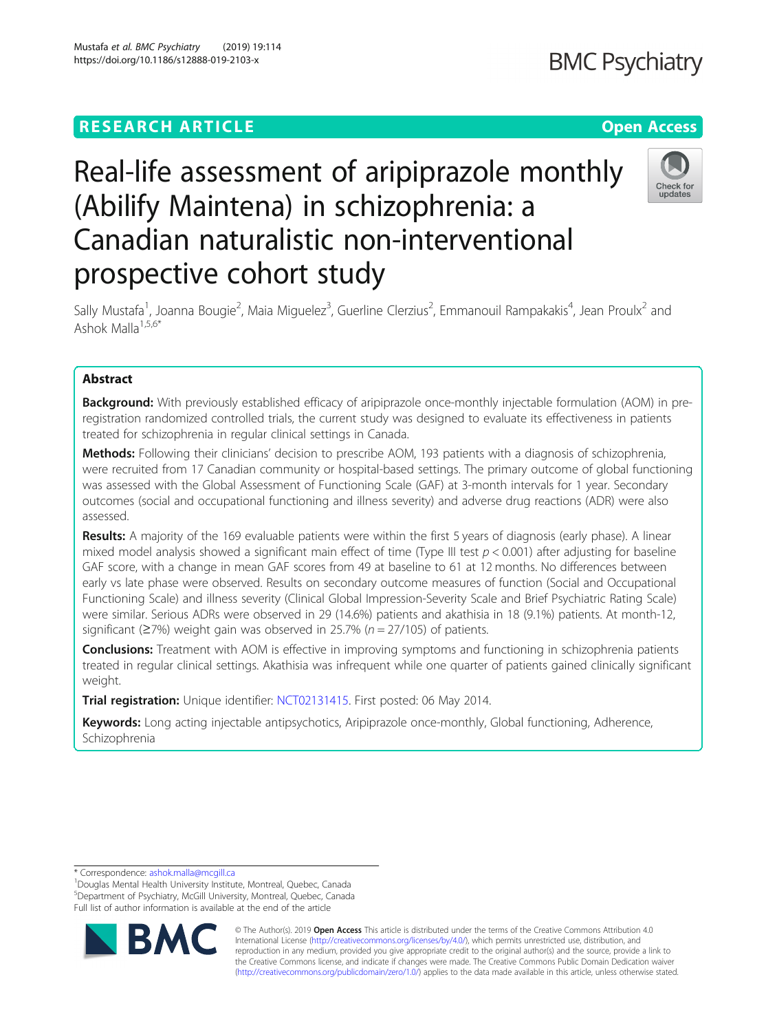RESEARCH ARTICLE

Open Access

# Real-life assessment of aripiprazole monthly (Abilify Maintena) in schizophrenia: a Canadian naturalistic non-interventional prospective cohort study

Sally Mustafa[1], Joanna Bougie[2], Maia Miguelez[3], Guerline Clerzius[2], Emmanouil Rampakakis[4], Jean Proulx[2] and Ashok Malla[1,5,6*]

## Abstract

**Background:** With previously established efficacy of aripiprazole once-monthly injectable formulation (AOM) in pre-registration randomized controlled trials, the current study was designed to evaluate its effectiveness in patients treated for schizophrenia in regular clinical settings in Canada.

**Methods:** Following their clinicians' decision to prescribe AOM, 193 patients with a diagnosis of schizophrenia, were recruited from 17 Canadian community or hospital-based settings. The primary outcome of global functioning was assessed with the Global Assessment of Functioning Scale (GAF) at 3-month intervals for 1 year. Secondary outcomes (social and occupational functioning and illness severity) and adverse drug reactions (ADR) were also assessed.

**Results:** A majority of the 169 evaluable patients were within the first 5 years of diagnosis (early phase). A linear mixed model analysis showed a significant main effect of time (Type III test $p < 0.001$) after adjusting for baseline GAF score, with a change in mean GAF scores from 49 at baseline to 61 at 12 months. No differences between early vs late phase were observed. Results on secondary outcome measures of function (Social and Occupational Functioning Scale) and illness severity (Clinical Global Impression-Severity Scale and Brief Psychiatric Rating Scale) were similar. Serious ADRs were observed in 29 (14.6%) patients and akathisia in 18 (9.1%) patients. At month-12, significant (≥7%) weight gain was observed in 25.7% ($n = 27/105$) of patients.

**Conclusions:** Treatment with AOM is effective in improving symptoms and functioning in schizophrenia patients treated in regular clinical settings. Akathisia was infrequent while one quarter of patients gained clinically significant weight.

**Trial registration:** Unique identifier: NCT02131415. First posted: 06 May 2014.

**Keywords:** Long acting injectable antipsychotics, Aripiprazole once-monthly, Global functioning, Adherence, Schizophrenia

\* Correspondence: ashok.malla@mcgill.ca
[1]Douglas Mental Health University Institute, Montreal, Quebec, Canada
[5]Department of Psychiatry, McGill University, Montreal, Quebec, Canada
Full list of author information is available at the end of the article

© The Author(s). 2019 **Open Access** This article is distributed under the terms of the Creative Commons Attribution 4.0 International License (http://creativecommons.org/licenses/by/4.0/), which permits unrestricted use, distribution, and reproduction in any medium, provided you give appropriate credit to the original author(s) and the source, provide a link to the Creative Commons license, and indicate if changes were made. The Creative Commons Public Domain Dedication waiver (http://creativecommons.org/publicdomain/zero/1.0/) applies to the data made available in this article, unless otherwise stated.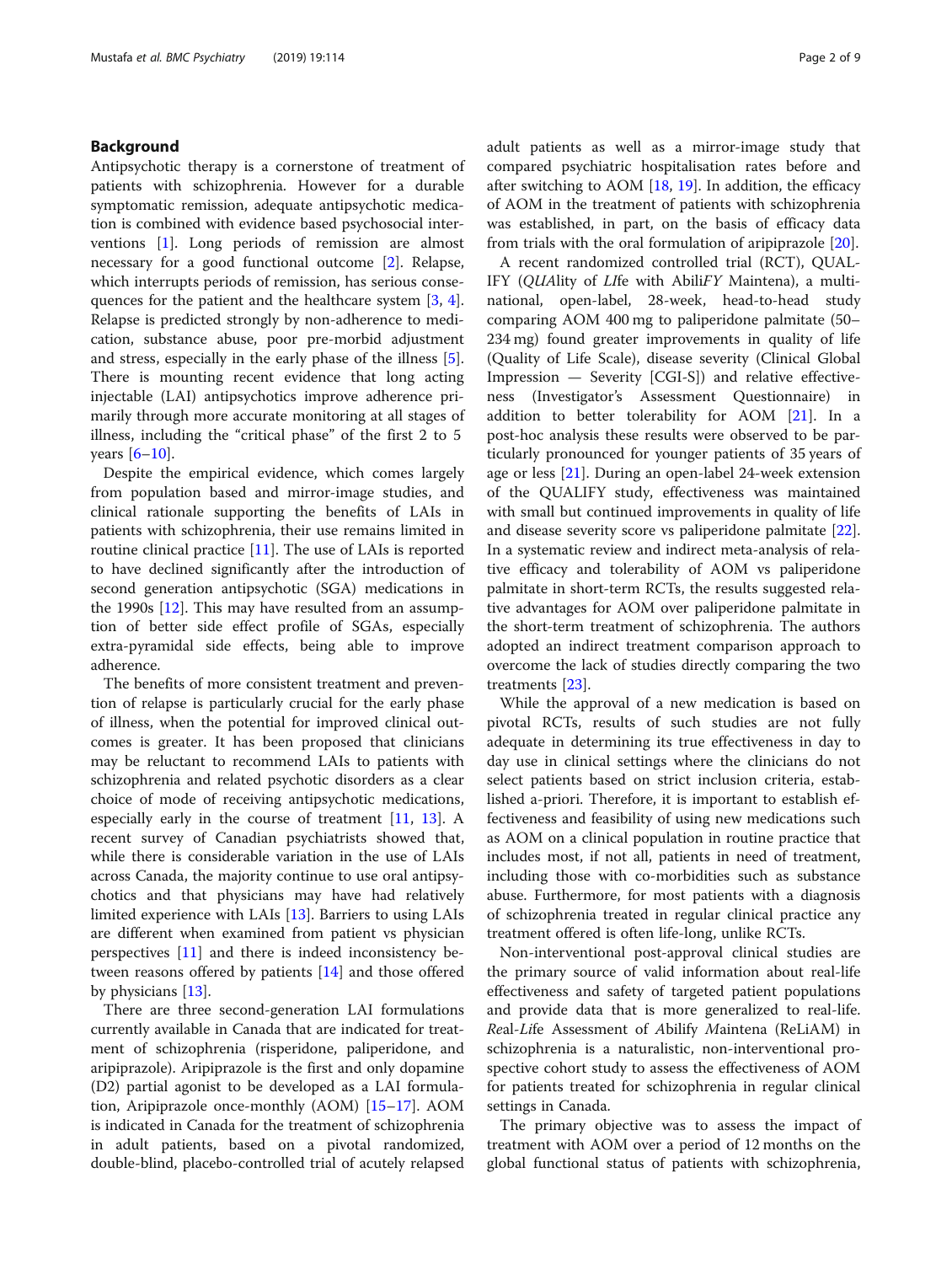## Background

Antipsychotic therapy is a cornerstone of treatment of patients with schizophrenia. However for a durable symptomatic remission, adequate antipsychotic medication is combined with evidence based psychosocial interventions [1]. Long periods of remission are almost necessary for a good functional outcome [2]. Relapse, which interrupts periods of remission, has serious consequences for the patient and the healthcare system [3, 4]. Relapse is predicted strongly by non-adherence to medication, substance abuse, poor pre-morbid adjustment and stress, especially in the early phase of the illness [5]. There is mounting recent evidence that long acting injectable (LAI) antipsychotics improve adherence primarily through more accurate monitoring at all stages of illness, including the "critical phase" of the first 2 to 5 years [6–10].

Despite the empirical evidence, which comes largely from population based and mirror-image studies, and clinical rationale supporting the benefits of LAIs in patients with schizophrenia, their use remains limited in routine clinical practice [11]. The use of LAIs is reported to have declined significantly after the introduction of second generation antipsychotic (SGA) medications in the 1990s [12]. This may have resulted from an assumption of better side effect profile of SGAs, especially extra-pyramidal side effects, being able to improve adherence.

The benefits of more consistent treatment and prevention of relapse is particularly crucial for the early phase of illness, when the potential for improved clinical outcomes is greater. It has been proposed that clinicians may be reluctant to recommend LAIs to patients with schizophrenia and related psychotic disorders as a clear choice of mode of receiving antipsychotic medications, especially early in the course of treatment [11, 13]. A recent survey of Canadian psychiatrists showed that, while there is considerable variation in the use of LAIs across Canada, the majority continue to use oral antipsychotics and that physicians may have had relatively limited experience with LAIs [13]. Barriers to using LAIs are different when examined from patient vs physician perspectives [11] and there is indeed inconsistency between reasons offered by patients [14] and those offered by physicians [13].

There are three second-generation LAI formulations currently available in Canada that are indicated for treatment of schizophrenia (risperidone, paliperidone, and aripiprazole). Aripiprazole is the first and only dopamine (D2) partial agonist to be developed as a LAI formulation, Aripiprazole once-monthly (AOM) [15–17]. AOM is indicated in Canada for the treatment of schizophrenia in adult patients, based on a pivotal randomized, double-blind, placebo-controlled trial of acutely relapsed adult patients as well as a mirror-image study that compared psychiatric hospitalisation rates before and after switching to AOM [18, 19]. In addition, the efficacy of AOM in the treatment of patients with schizophrenia was established, in part, on the basis of efficacy data from trials with the oral formulation of aripiprazole [20].

A recent randomized controlled trial (RCT), QUALIFY (*QUA*lity of *LI*fe with Abili*FY* Maintena), a multinational, open-label, 28-week, head-to-head study comparing AOM 400 mg to paliperidone palmitate (50–234 mg) found greater improvements in quality of life (Quality of Life Scale), disease severity (Clinical Global Impression — Severity [CGI-S]) and relative effectiveness (Investigator's Assessment Questionnaire) in addition to better tolerability for AOM [21]. In a post-hoc analysis these results were observed to be particularly pronounced for younger patients of 35 years of age or less [21]. During an open-label 24-week extension of the QUALIFY study, effectiveness was maintained with small but continued improvements in quality of life and disease severity score vs paliperidone palmitate [22]. In a systematic review and indirect meta-analysis of relative efficacy and tolerability of AOM vs paliperidone palmitate in short-term RCTs, the results suggested relative advantages for AOM over paliperidone palmitate in the short-term treatment of schizophrenia. The authors adopted an indirect treatment comparison approach to overcome the lack of studies directly comparing the two treatments [23].

While the approval of a new medication is based on pivotal RCTs, results of such studies are not fully adequate in determining its true effectiveness in day to day use in clinical settings where the clinicians do not select patients based on strict inclusion criteria, established a-priori. Therefore, it is important to establish effectiveness and feasibility of using new medications such as AOM on a clinical population in routine practice that includes most, if not all, patients in need of treatment, including those with co-morbidities such as substance abuse. Furthermore, for most patients with a diagnosis of schizophrenia treated in regular clinical practice any treatment offered is often life-long, unlike RCTs.

Non-interventional post-approval clinical studies are the primary source of valid information about real-life effectiveness and safety of targeted patient populations and provide data that is more generalized to real-life. *Re*al-*Li*fe *A*ssessment of Abilify *M*aintena (ReLiAM) in schizophrenia is a naturalistic, non-interventional prospective cohort study to assess the effectiveness of AOM for patients treated for schizophrenia in regular clinical settings in Canada.

The primary objective was to assess the impact of treatment with AOM over a period of 12 months on the global functional status of patients with schizophrenia,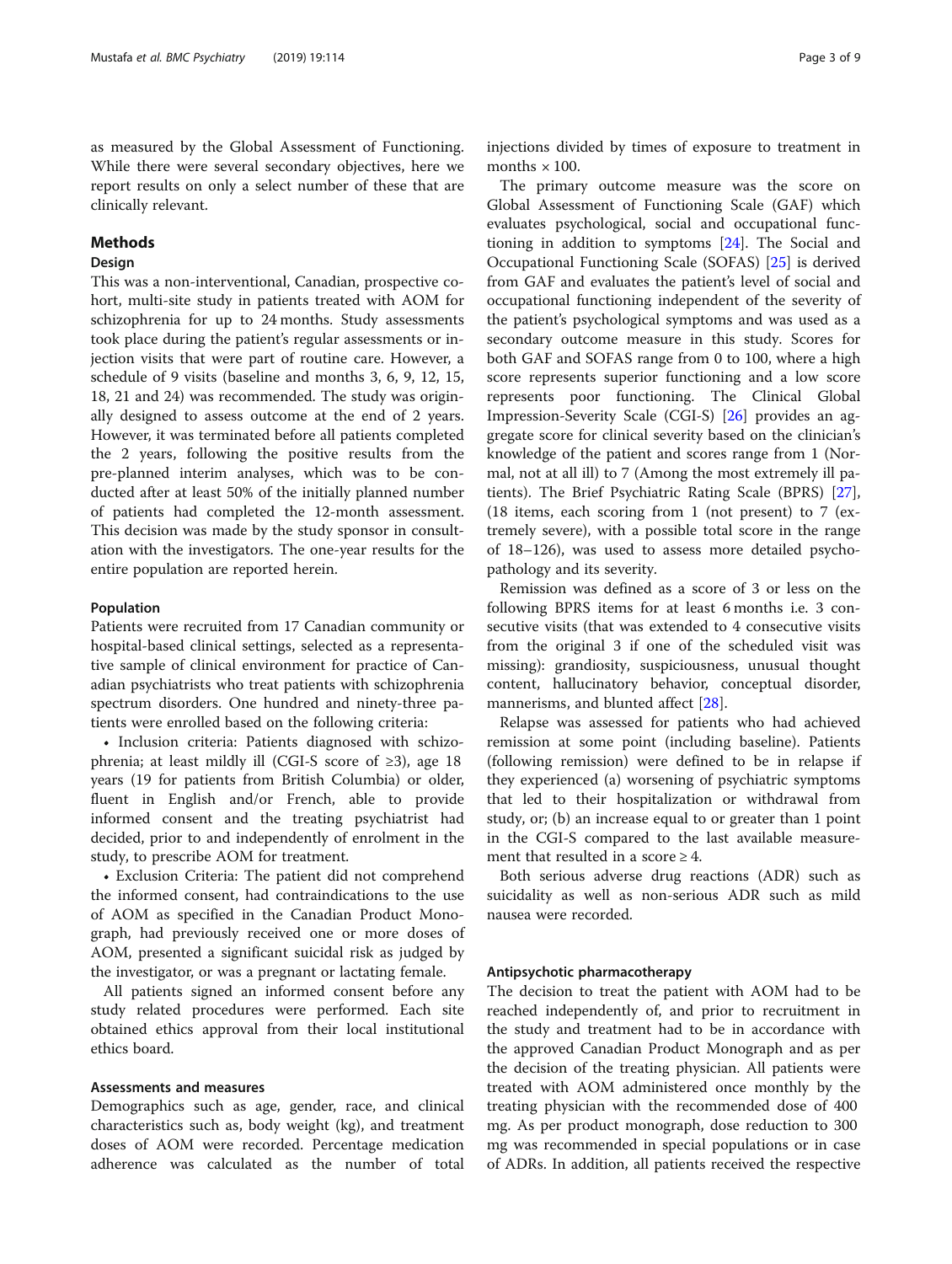as measured by the Global Assessment of Functioning. While there were several secondary objectives, here we report results on only a select number of these that are clinically relevant.

## Methods

### Design

This was a non-interventional, Canadian, prospective cohort, multi-site study in patients treated with AOM for schizophrenia for up to 24 months. Study assessments took place during the patient's regular assessments or injection visits that were part of routine care. However, a schedule of 9 visits (baseline and months 3, 6, 9, 12, 15, 18, 21 and 24) was recommended. The study was originally designed to assess outcome at the end of 2 years. However, it was terminated before all patients completed the 2 years, following the positive results from the pre-planned interim analyses, which was to be conducted after at least 50% of the initially planned number of patients had completed the 12-month assessment. This decision was made by the study sponsor in consultation with the investigators. The one-year results for the entire population are reported herein.

### Population

Patients were recruited from 17 Canadian community or hospital-based clinical settings, selected as a representative sample of clinical environment for practice of Canadian psychiatrists who treat patients with schizophrenia spectrum disorders. One hundred and ninety-three patients were enrolled based on the following criteria:

- Inclusion criteria: Patients diagnosed with schizophrenia; at least mildly ill (CGI-S score of ≥3), age 18 years (19 for patients from British Columbia) or older, fluent in English and/or French, able to provide informed consent and the treating psychiatrist had decided, prior to and independently of enrolment in the study, to prescribe AOM for treatment.
- Exclusion Criteria: The patient did not comprehend the informed consent, had contraindications to the use of AOM as specified in the Canadian Product Monograph, had previously received one or more doses of AOM, presented a significant suicidal risk as judged by the investigator, or was a pregnant or lactating female.

All patients signed an informed consent before any study related procedures were performed. Each site obtained ethics approval from their local institutional ethics board.

### Assessments and measures

Demographics such as age, gender, race, and clinical characteristics such as, body weight (kg), and treatment doses of AOM were recorded. Percentage medication adherence was calculated as the number of total injections divided by times of exposure to treatment in months × 100.

The primary outcome measure was the score on Global Assessment of Functioning Scale (GAF) which evaluates psychological, social and occupational functioning in addition to symptoms [24]. The Social and Occupational Functioning Scale (SOFAS) [25] is derived from GAF and evaluates the patient's level of social and occupational functioning independent of the severity of the patient's psychological symptoms and was used as a secondary outcome measure in this study. Scores for both GAF and SOFAS range from 0 to 100, where a high score represents superior functioning and a low score represents poor functioning. The Clinical Global Impression-Severity Scale (CGI-S) [26] provides an aggregate score for clinical severity based on the clinician's knowledge of the patient and scores range from 1 (Normal, not at all ill) to 7 (Among the most extremely ill patients). The Brief Psychiatric Rating Scale (BPRS) [27], (18 items, each scoring from 1 (not present) to 7 (extremely severe), with a possible total score in the range of 18–126), was used to assess more detailed psychopathology and its severity.

Remission was defined as a score of 3 or less on the following BPRS items for at least 6 months i.e. 3 consecutive visits (that was extended to 4 consecutive visits from the original 3 if one of the scheduled visit was missing): grandiosity, suspiciousness, unusual thought content, hallucinatory behavior, conceptual disorder, mannerisms, and blunted affect [28].

Relapse was assessed for patients who had achieved remission at some point (including baseline). Patients (following remission) were defined to be in relapse if they experienced (a) worsening of psychiatric symptoms that led to their hospitalization or withdrawal from study, or; (b) an increase equal to or greater than 1 point in the CGI-S compared to the last available measurement that resulted in a score ≥ 4.

Both serious adverse drug reactions (ADR) such as suicidality as well as non-serious ADR such as mild nausea were recorded.

### Antipsychotic pharmacotherapy

The decision to treat the patient with AOM had to be reached independently of, and prior to recruitment in the study and treatment had to be in accordance with the approved Canadian Product Monograph and as per the decision of the treating physician. All patients were treated with AOM administered once monthly by the treating physician with the recommended dose of 400 mg. As per product monograph, dose reduction to 300 mg was recommended in special populations or in case of ADRs. In addition, all patients received the respective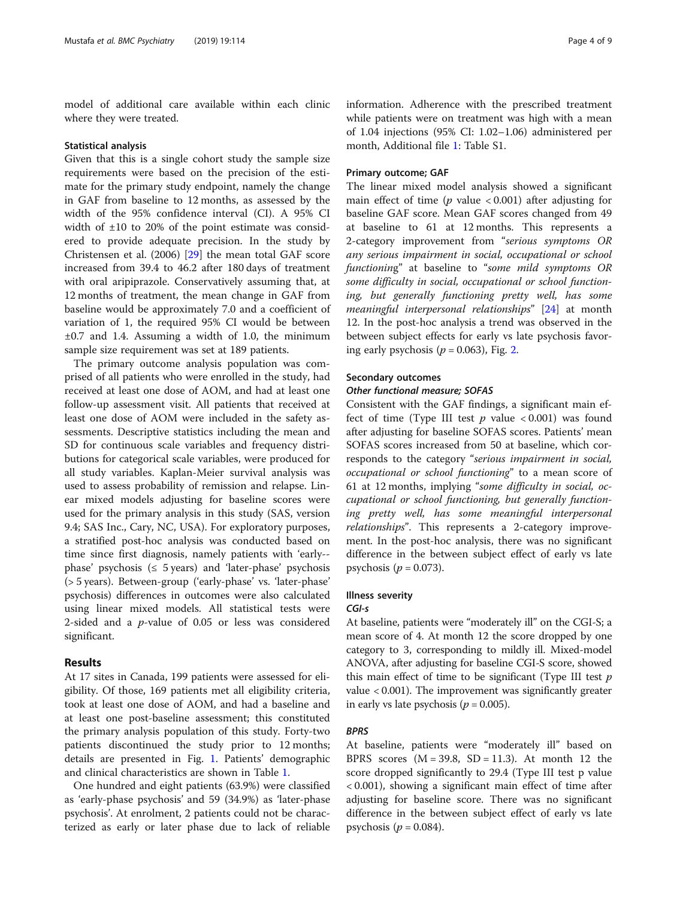model of additional care available within each clinic where they were treated.

### Statistical analysis

Given that this is a single cohort study the sample size requirements were based on the precision of the estimate for the primary study endpoint, namely the change in GAF from baseline to 12 months, as assessed by the width of the 95% confidence interval (CI). A 95% CI width of ±10 to 20% of the point estimate was considered to provide adequate precision. In the study by Christensen et al. (2006) [29] the mean total GAF score increased from 39.4 to 46.2 after 180 days of treatment with oral aripiprazole. Conservatively assuming that, at 12 months of treatment, the mean change in GAF from baseline would be approximately 7.0 and a coefficient of variation of 1, the required 95% CI would be between ±0.7 and 1.4. Assuming a width of 1.0, the minimum sample size requirement was set at 189 patients.

The primary outcome analysis population was comprised of all patients who were enrolled in the study, had received at least one dose of AOM, and had at least one follow-up assessment visit. All patients that received at least one dose of AOM were included in the safety assessments. Descriptive statistics including the mean and SD for continuous scale variables and frequency distributions for categorical scale variables, were produced for all study variables. Kaplan-Meier survival analysis was used to assess probability of remission and relapse. Linear mixed models adjusting for baseline scores were used for the primary analysis in this study (SAS, version 9.4; SAS Inc., Cary, NC, USA). For exploratory purposes, a stratified post-hoc analysis was conducted based on time since first diagnosis, namely patients with 'early-phase' psychosis (≤ 5 years) and 'later-phase' psychosis (> 5 years). Between-group ('early-phase' vs. 'later-phase' psychosis) differences in outcomes were also calculated using linear mixed models. All statistical tests were 2-sided and a *p*-value of 0.05 or less was considered significant.

## Results

At 17 sites in Canada, 199 patients were assessed for eligibility. Of those, 169 patients met all eligibility criteria, took at least one dose of AOM, and had a baseline and at least one post-baseline assessment; this constituted the primary analysis population of this study. Forty-two patients discontinued the study prior to 12 months; details are presented in Fig. 1. Patients' demographic and clinical characteristics are shown in Table 1.

One hundred and eight patients (63.9%) were classified as 'early-phase psychosis' and 59 (34.9%) as 'later-phase psychosis'. At enrolment, 2 patients could not be characterized as early or later phase due to lack of reliable information. Adherence with the prescribed treatment while patients were on treatment was high with a mean of 1.04 injections (95% CI: 1.02–1.06) administered per month, Additional file 1: Table S1.

### Primary outcome; GAF

The linear mixed model analysis showed a significant main effect of time (*p* value < 0.001) after adjusting for baseline GAF score. Mean GAF scores changed from 49 at baseline to 61 at 12 months. This represents a 2-category improvement from "*serious symptoms OR any serious impairment in social, occupational or school functioning*" at baseline to "*some mild symptoms OR some difficulty in social, occupational or school functioning, but generally functioning pretty well, has some meaningful interpersonal relationships*" [24] at month 12. In the post-hoc analysis a trend was observed in the between subject effects for early vs late psychosis favoring early psychosis ($p = 0.063$), Fig. 2.

### Secondary outcomes

#### *Other functional measure; SOFAS*

Consistent with the GAF findings, a significant main effect of time (Type III test *p* value < 0.001) was found after adjusting for baseline SOFAS scores. Patients' mean SOFAS scores increased from 50 at baseline, which corresponds to the category "*serious impairment in social, occupational or school functioning*" to a mean score of 61 at 12 months, implying "*some difficulty in social, occupational or school functioning, but generally functioning pretty well, has some meaningful interpersonal relationships*". This represents a 2-category improvement. In the post-hoc analysis, there was no significant difference in the between subject effect of early vs late psychosis ($p = 0.073$).

### Illness severity

#### *CGI-s*

At baseline, patients were "moderately ill" on the CGI-S; a mean score of 4. At month 12 the score dropped by one category to 3, corresponding to mildly ill. Mixed-model ANOVA, after adjusting for baseline CGI-S score, showed this main effect of time to be significant (Type III test *p* value < 0.001). The improvement was significantly greater in early vs late psychosis ($p = 0.005$).

#### *BPRS*

At baseline, patients were "moderately ill" based on BPRS scores ($M = 39.8$, $SD = 11.3$). At month 12 the score dropped significantly to 29.4 (Type III test p value < 0.001), showing a significant main effect of time after adjusting for baseline score. There was no significant difference in the between subject effect of early vs late psychosis ($p = 0.084$).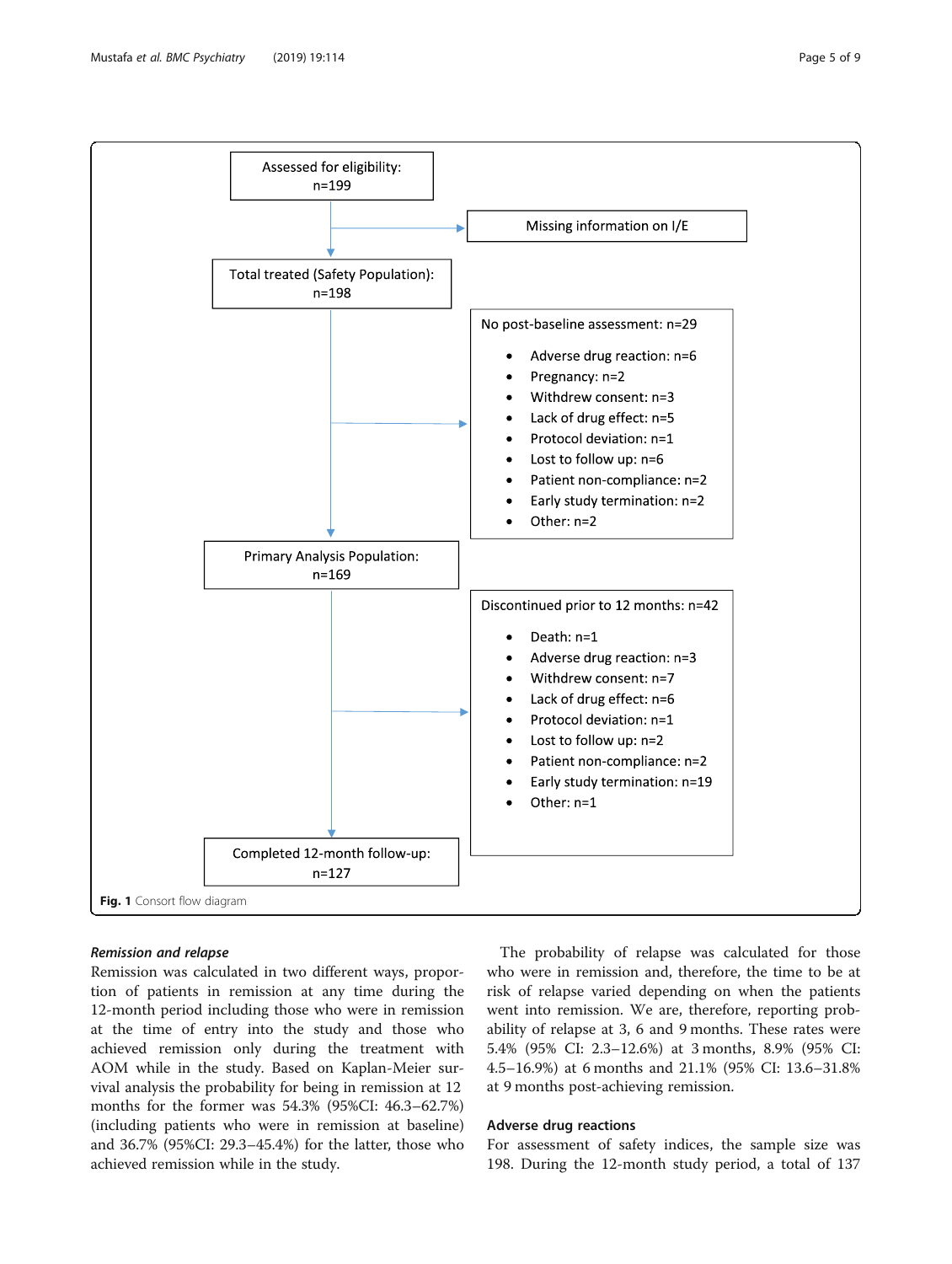Assessed for eligibility: n=199

Missing information on I/E

Total treated (Safety Population): n=198

No post-baseline assessment: n=29

- Adverse drug reaction: n=6
- Pregnancy: n=2
- Withdrew consent: n=3
- Lack of drug effect: n=5
- Protocol deviation: n=1
- Lost to follow up: n=6
- Patient non-compliance: n=2
- Early study termination: n=2
- Other: n=2

Primary Analysis Population: n=169

Discontinued prior to 12 months: n=42

- Death: n=1
- Adverse drug reaction: n=3
- Withdrew consent: n=7
- Lack of drug effect: n=6
- Protocol deviation: n=1
- Lost to follow up: n=2
- Patient non-compliance: n=2
- Early study termination: n=19
- Other: n=1

Completed 12-month follow-up: n=127

**Fig. 1** Consort flow diagram

### *Remission and relapse*

Remission was calculated in two different ways, proportion of patients in remission at any time during the 12-month period including those who were in remission at the time of entry into the study and those who achieved remission only during the treatment with AOM while in the study. Based on Kaplan-Meier survival analysis the probability for being in remission at 12 months for the former was 54.3% (95%CI: 46.3–62.7%) (including patients who were in remission at baseline) and 36.7% (95%CI: 29.3–45.4%) for the latter, those who achieved remission while in the study.

The probability of relapse was calculated for those who were in remission and, therefore, the time to be at risk of relapse varied depending on when the patients went into remission. We are, therefore, reporting probability of relapse at 3, 6 and 9 months. These rates were 5.4% (95% CI: 2.3–12.6%) at 3 months, 8.9% (95% CI: 4.5–16.9%) at 6 months and 21.1% (95% CI: 13.6–31.8% at 9 months post-achieving remission.

### Adverse drug reactions

For assessment of safety indices, the sample size was 198. During the 12-month study period, a total of 137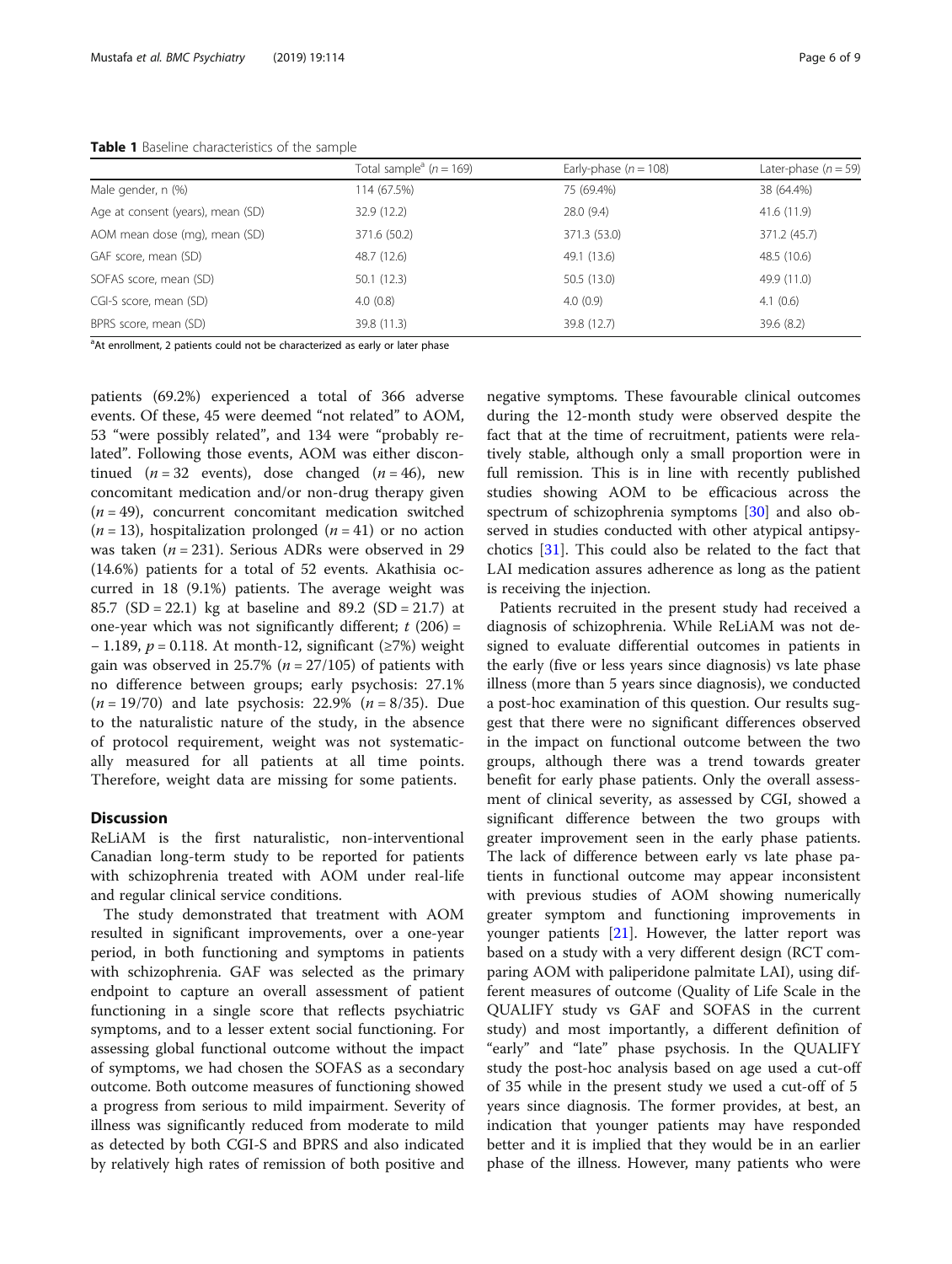**Table 1** Baseline characteristics of the sample

| | Total sample[a] ($n = 169$) | Early-phase ($n = 108$) | Later-phase ($n = 59$) |
|---|---|---|---|
| Male gender, n (%) | 114 (67.5%) | 75 (69.4%) | 38 (64.4%) |
| Age at consent (years), mean (SD) | 32.9 (12.2) | 28.0 (9.4) | 41.6 (11.9) |
| AOM mean dose (mg), mean (SD) | 371.6 (50.2) | 371.3 (53.0) | 371.2 (45.7) |
| GAF score, mean (SD) | 48.7 (12.6) | 49.1 (13.6) | 48.5 (10.6) |
| SOFAS score, mean (SD) | 50.1 (12.3) | 50.5 (13.0) | 49.9 (11.0) |
| CGI-S score, mean (SD) | 4.0 (0.8) | 4.0 (0.9) | 4.1 (0.6) |
| BPRS score, mean (SD) | 39.8 (11.3) | 39.8 (12.7) | 39.6 (8.2) |

[a]At enrollment, 2 patients could not be characterized as early or later phase

patients (69.2%) experienced a total of 366 adverse events. Of these, 45 were deemed "not related" to AOM, 53 "were possibly related", and 134 were "probably related". Following those events, AOM was either discontinued ($n = 32$ events), dose changed ($n = 46$), new concomitant medication and/or non-drug therapy given ($n = 49$), concurrent concomitant medication switched ($n = 13$), hospitalization prolonged ($n = 41$) or no action was taken ($n = 231$). Serious ADRs were observed in 29 (14.6%) patients for a total of 52 events. Akathisia occurred in 18 (9.1%) patients. The average weight was 85.7 (SD = 22.1) kg at baseline and 89.2 (SD = 21.7) at one-year which was not significantly different; $t$ (206) = − 1.189, $p = 0.118$. At month-12, significant (≥7%) weight gain was observed in 25.7% ($n = 27/105$) of patients with no difference between groups; early psychosis: 27.1% ($n = 19/70$) and late psychosis: 22.9% ($n = 8/35$). Due to the naturalistic nature of the study, in the absence of protocol requirement, weight was not systematically measured for all patients at all time points. Therefore, weight data are missing for some patients.

## Discussion

ReLiAM is the first naturalistic, non-interventional Canadian long-term study to be reported for patients with schizophrenia treated with AOM under real-life and regular clinical service conditions.

The study demonstrated that treatment with AOM resulted in significant improvements, over a one-year period, in both functioning and symptoms in patients with schizophrenia. GAF was selected as the primary endpoint to capture an overall assessment of patient functioning in a single score that reflects psychiatric symptoms, and to a lesser extent social functioning. For assessing global functional outcome without the impact of symptoms, we had chosen the SOFAS as a secondary outcome. Both outcome measures of functioning showed a progress from serious to mild impairment. Severity of illness was significantly reduced from moderate to mild as detected by both CGI-S and BPRS and also indicated by relatively high rates of remission of both positive and negative symptoms. These favourable clinical outcomes during the 12-month study were observed despite the fact that at the time of recruitment, patients were relatively stable, although only a small proportion were in full remission. This is in line with recently published studies showing AOM to be efficacious across the spectrum of schizophrenia symptoms [30] and also observed in studies conducted with other atypical antipsychotics [31]. This could also be related to the fact that LAI medication assures adherence as long as the patient is receiving the injection.

Patients recruited in the present study had received a diagnosis of schizophrenia. While ReLiAM was not designed to evaluate differential outcomes in patients in the early (five or less years since diagnosis) vs late phase illness (more than 5 years since diagnosis), we conducted a post-hoc examination of this question. Our results suggest that there were no significant differences observed in the impact on functional outcome between the two groups, although there was a trend towards greater benefit for early phase patients. Only the overall assessment of clinical severity, as assessed by CGI, showed a significant difference between the two groups with greater improvement seen in the early phase patients. The lack of difference between early vs late phase patients in functional outcome may appear inconsistent with previous studies of AOM showing numerically greater symptom and functioning improvements in younger patients [21]. However, the latter report was based on a study with a very different design (RCT comparing AOM with paliperidone palmitate LAI), using different measures of outcome (Quality of Life Scale in the QUALIFY study vs GAF and SOFAS in the current study) and most importantly, a different definition of "early" and "late" phase psychosis. In the QUALIFY study the post-hoc analysis based on age used a cut-off of 35 while in the present study we used a cut-off of 5 years since diagnosis. The former provides, at best, an indication that younger patients may have responded better and it is implied that they would be in an earlier phase of the illness. However, many patients who were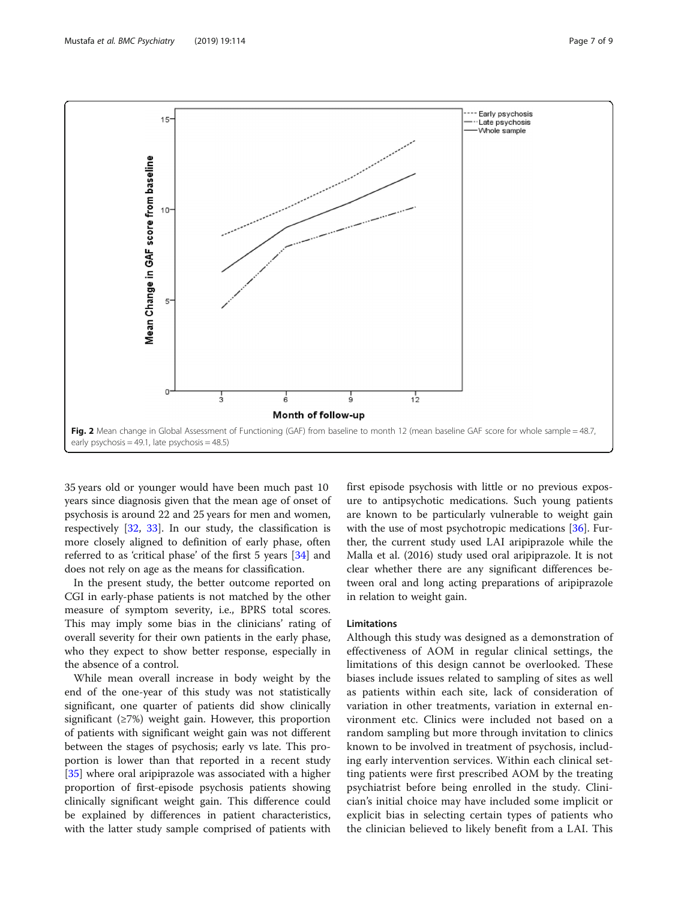**Fig. 2** Mean change in Global Assessment of Functioning (GAF) from baseline to month 12 (mean baseline GAF score for whole sample = 48.7, early psychosis = 49.1, late psychosis = 48.5)

35 years old or younger would have been much past 10 years since diagnosis given that the mean age of onset of psychosis is around 22 and 25 years for men and women, respectively [32, 33]. In our study, the classification is more closely aligned to definition of early phase, often referred to as 'critical phase' of the first 5 years [34] and does not rely on age as the means for classification.

In the present study, the better outcome reported on CGI in early-phase patients is not matched by the other measure of symptom severity, i.e., BPRS total scores. This may imply some bias in the clinicians' rating of overall severity for their own patients in the early phase, who they expect to show better response, especially in the absence of a control.

While mean overall increase in body weight by the end of the one-year of this study was not statistically significant, one quarter of patients did show clinically significant (≥7%) weight gain. However, this proportion of patients with significant weight gain was not different between the stages of psychosis; early vs late. This proportion is lower than that reported in a recent study [35] where oral aripiprazole was associated with a higher proportion of first-episode psychosis patients showing clinically significant weight gain. This difference could be explained by differences in patient characteristics, with the latter study sample comprised of patients with first episode psychosis with little or no previous exposure to antipsychotic medications. Such young patients are known to be particularly vulnerable to weight gain with the use of most psychotropic medications [36]. Further, the current study used LAI aripiprazole while the Malla et al. (2016) study used oral aripiprazole. It is not clear whether there are any significant differences between oral and long acting preparations of aripiprazole in relation to weight gain.

### Limitations

Although this study was designed as a demonstration of effectiveness of AOM in regular clinical settings, the limitations of this design cannot be overlooked. These biases include issues related to sampling of sites as well as patients within each site, lack of consideration of variation in other treatments, variation in external environment etc. Clinics were included not based on a random sampling but more through invitation to clinics known to be involved in treatment of psychosis, including early intervention services. Within each clinical setting patients were first prescribed AOM by the treating psychiatrist before being enrolled in the study. Clinician's initial choice may have included some implicit or explicit bias in selecting certain types of patients who the clinician believed to likely benefit from a LAI. This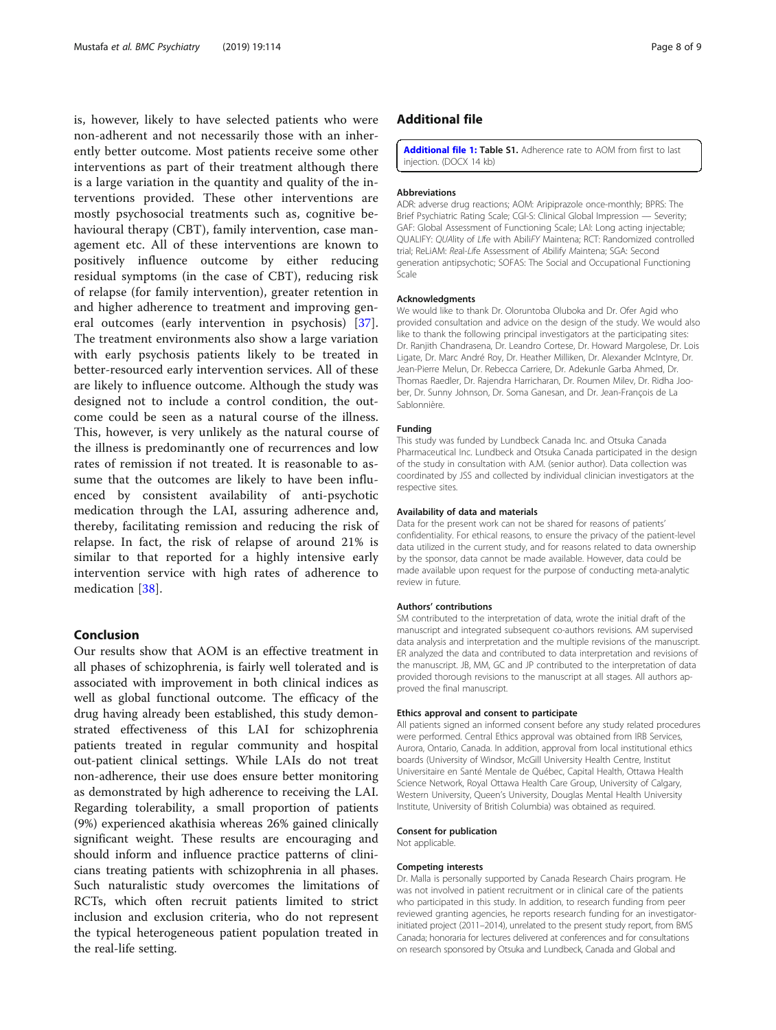is, however, likely to have selected patients who were non-adherent and not necessarily those with an inherently better outcome. Most patients receive some other interventions as part of their treatment although there is a large variation in the quantity and quality of the interventions provided. These other interventions are mostly psychosocial treatments such as, cognitive behavioural therapy (CBT), family intervention, case management etc. All of these interventions are known to positively influence outcome by either reducing residual symptoms (in the case of CBT), reducing risk of relapse (for family intervention), greater retention in and higher adherence to treatment and improving general outcomes (early intervention in psychosis) [37]. The treatment environments also show a large variation with early psychosis patients likely to be treated in better-resourced early intervention services. All of these are likely to influence outcome. Although the study was designed not to include a control condition, the outcome could be seen as a natural course of the illness. This, however, is very unlikely as the natural course of the illness is predominantly one of recurrences and low rates of remission if not treated. It is reasonable to assume that the outcomes are likely to have been influenced by consistent availability of anti-psychotic medication through the LAI, assuring adherence and, thereby, facilitating remission and reducing the risk of relapse. In fact, the risk of relapse of around 21% is similar to that reported for a highly intensive early intervention service with high rates of adherence to medication [38].

## Conclusion

Our results show that AOM is an effective treatment in all phases of schizophrenia, is fairly well tolerated and is associated with improvement in both clinical indices as well as global functional outcome. The efficacy of the drug having already been established, this study demonstrated effectiveness of this LAI for schizophrenia patients treated in regular community and hospital out-patient clinical settings. While LAIs do not treat non-adherence, their use does ensure better monitoring as demonstrated by high adherence to receiving the LAI. Regarding tolerability, a small proportion of patients (9%) experienced akathisia whereas 26% gained clinically significant weight. These results are encouraging and should inform and influence practice patterns of clinicians treating patients with schizophrenia in all phases. Such naturalistic study overcomes the limitations of RCTs, which often recruit patients limited to strict inclusion and exclusion criteria, who do not represent the typical heterogeneous patient population treated in the real-life setting.

## Additional file

**Additional file 1: Table S1.** Adherence rate to AOM from first to last injection. (DOCX 14 kb)

#### Abbreviations

ADR: adverse drug reactions; AOM: Aripiprazole once-monthly; BPRS: The Brief Psychiatric Rating Scale; CGI-S: Clinical Global Impression — Severity; GAF: Global Assessment of Functioning Scale; LAI: Long acting injectable; QUALIFY: *QUA*lity of *Li*fe with Abili*FY* Maintena; RCT: Randomized controlled trial; ReLiAM: *Re*al-*Li*fe Assessment of *A*bilify *M*aintena; SGA: Second generation antipsychotic; SOFAS: The Social and Occupational Functioning Scale

#### Acknowledgments

We would like to thank Dr. Oloruntoba Oluboka and Dr. Ofer Agid who provided consultation and advice on the design of the study. We would also like to thank the following principal investigators at the participating sites: Dr. Ranjith Chandrasena, Dr. Leandro Cortese, Dr. Howard Margolese, Dr. Lois Ligate, Dr. Marc André Roy, Dr. Heather Milliken, Dr. Alexander McIntyre, Dr. Jean-Pierre Melun, Dr. Rebecca Carriere, Dr. Adekunle Garba Ahmed, Dr. Thomas Raedler, Dr. Rajendra Harricharan, Dr. Roumen Milev, Dr. Ridha Joober, Dr. Sunny Johnson, Dr. Soma Ganesan, and Dr. Jean-François de La Sablonnière.

#### Funding

This study was funded by Lundbeck Canada Inc. and Otsuka Canada Pharmaceutical Inc. Lundbeck and Otsuka Canada participated in the design of the study in consultation with A.M. (senior author). Data collection was coordinated by JSS and collected by individual clinician investigators at the respective sites.

#### Availability of data and materials

Data for the present work can not be shared for reasons of patients' confidentiality. For ethical reasons, to ensure the privacy of the patient-level data utilized in the current study, and for reasons related to data ownership by the sponsor, data cannot be made available. However, data could be made available upon request for the purpose of conducting meta-analytic review in future.

#### Authors' contributions

SM contributed to the interpretation of data, wrote the initial draft of the manuscript and integrated subsequent co-authors revisions. AM supervised data analysis and interpretation and the multiple revisions of the manuscript. ER analyzed the data and contributed to data interpretation and revisions of the manuscript. JB, MM, GC and JP contributed to the interpretation of data provided thorough revisions to the manuscript at all stages. All authors approved the final manuscript.

#### Ethics approval and consent to participate

All patients signed an informed consent before any study related procedures were performed. Central Ethics approval was obtained from IRB Services, Aurora, Ontario, Canada. In addition, approval from local institutional ethics boards (University of Windsor, McGill University Health Centre, Institut Universitaire en Santé Mentale de Québec, Capital Health, Ottawa Health Science Network, Royal Ottawa Health Care Group, University of Calgary, Western University, Queen's University, Douglas Mental Health University Institute, University of British Columbia) was obtained as required.

#### Consent for publication

Not applicable.

#### Competing interests

Dr. Malla is personally supported by Canada Research Chairs program. He was not involved in patient recruitment or in clinical care of the patients who participated in this study. In addition, to research funding from peer reviewed granting agencies, he reports research funding for an investigator-initiated project (2011–2014), unrelated to the present study report, from BMS Canada; honoraria for lectures delivered at conferences and for consultations on research sponsored by Otsuka and Lundbeck, Canada and Global and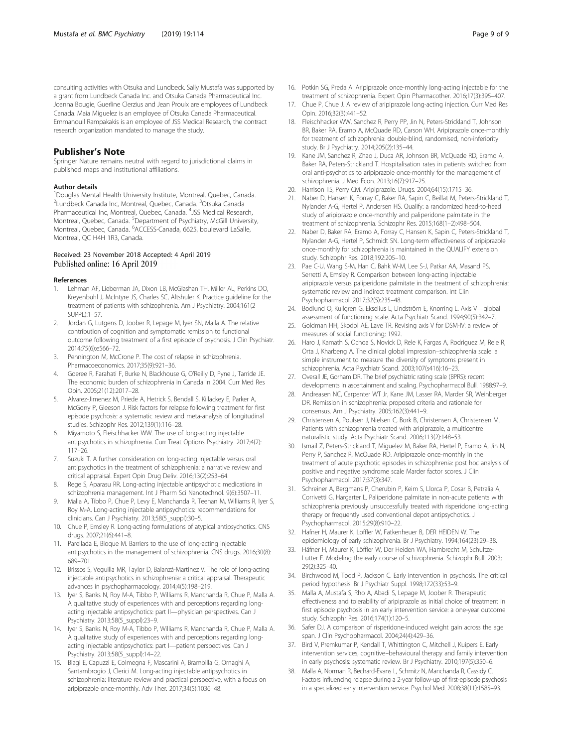consulting activities with Otsuka and Lundbeck. Sally Mustafa was supported by a grant from Lundbeck Canada Inc. and Otsuka Canada Pharmaceutical Inc. Joanna Bougie, Guerline Clerzius and Jean Proulx are employees of Lundbeck Canada. Maia Miguelez is an employee of Otsuka Canada Pharmaceutical. Emmanouil Rampakakis is an employee of JSS Medical Research, the contract research organization mandated to manage the study.

## Publisher's Note

Springer Nature remains neutral with regard to jurisdictional claims in published maps and institutional affiliations.

### Author details

[1]Douglas Mental Health University Institute, Montreal, Quebec, Canada. [2]Lundbeck Canada Inc, Montreal, Quebec, Canada. [3]Otsuka Canada Pharmaceutical Inc, Montreal, Quebec, Canada. [4]JSS Medical Research, Montreal, Quebec, Canada. [5]Department of Psychiatry, McGill University, Montreal, Quebec, Canada. [6]ACCESS-Canada, 6625, boulevard LaSalle, Montreal, QC H4H 1R3, Canada.

Received: 23 November 2018 Accepted: 4 April 2019
Published online: 16 April 2019

## References

1. Lehman AF, Lieberman JA, Dixon LB, McGlashan TH, Miller AL, Perkins DO, Kreyenbuhl J, McIntyre JS, Charles SC, Altshuler K. Practice guideline for the treatment of patients with schizophrenia. Am J Psychiatry. 2004;161(2 SUPPL):1–57.
2. Jordan G, Lutgens D, Joober R, Lepage M, Iyer SN, Malla A. The relative contribution of cognition and symptomatic remission to functional outcome following treatment of a first episode of psychosis. J Clin Psychiatr. 2014;75(6):e566–72.
3. Pennington M, McCrone P. The cost of relapse in schizophrenia. Pharmacoeconomics. 2017;35(9):921–36.
4. Goeree R, Farahati F, Burke N, Blackhouse G, O'Reilly D, Pyne J, Tarride JE. The economic burden of schizophrenia in Canada in 2004. Curr Med Res Opin. 2005;21(12):2017–28.
5. Alvarez-Jimenez M, Priede A, Hetrick S, Bendall S, Killackey E, Parker A, McGorry P, Gleeson J. Risk factors for relapse following treatment for first episode psychosis: a systematic review and meta-analysis of longitudinal studies. Schizophr Res. 2012;139(1):116–28.
6. Miyamoto S, Fleischhacker WW. The use of long-acting injectable antipsychotics in schizophrenia. Curr Treat Options Psychiatry. 2017;4(2): 117–26.
7. Suzuki T. A further consideration on long-acting injectable versus oral antipsychotics in the treatment of schizophrenia: a narrative review and critical appraisal. Expert Opin Drug Deliv. 2016;13(2):253–64.
8. Rege S, Aparasu RR. Long-acting injectable antipsychotic medications in schizophrenia management. Int J Pharm Sci Nanotechnol. 9(6):3507–11.
9. Malla A, Tibbo P, Chue P, Levy E, Manchanda R, Teehan M, Williams R, Iyer S, Roy M-A. Long-acting injectable antipsychotics: recommendations for clinicians. Can J Psychiatry. 2013;58(5_suppl):30–5.
10. Chue P, Emsley R. Long-acting formulations of atypical antipsychotics. CNS drugs. 2007;21(6):441–8.
11. Parellada E, Bioque M. Barriers to the use of long-acting injectable antipsychotics in the management of schizophrenia. CNS drugs. 2016;30(8): 689–701.
12. Brissos S, Veguilla MR, Taylor D, Balanzá-Martinez V. The role of long-acting injectable antipsychotics in schizophrenia: a critical appraisal. Therapeutic advances in psychopharmacology. 2014;4(5):198–219.
13. Iyer S, Banks N, Roy M-A, Tibbo P, Williams R, Manchanda R, Chue P, Malla A. A qualitative study of experiences with and perceptions regarding long-acting injectable antipsychotics: part II—physician perspectives. Can J Psychiatry. 2013;58(5_suppl):23–9.
14. Iyer S, Banks N, Roy M-A, Tibbo P, Williams R, Manchanda R, Chue P, Malla A. A qualitative study of experiences with and perceptions regarding long-acting injectable antipsychotics: part I—patient perspectives. Can J Psychiatry. 2013;58(5_suppl):14–22.
15. Biagi E, Capuzzi E, Colmegna F, Mascarini A, Brambilla G, Ornaghi A, Santambrogio J, Clerici M. Long-acting injectable antipsychotics in schizophrenia: literature review and practical perspective, with a focus on aripiprazole once-monthly. Adv Ther. 2017;34(5):1036–48.
16. Potkin SG, Preda A. Aripiprazole once-monthly long-acting injectable for the treatment of schizophrenia. Expert Opin Pharmacother. 2016;17(3):395–407.
17. Chue P, Chue J. A review of aripiprazole long-acting injection. Curr Med Res Opin. 2016;32(3):441–52.
18. Fleischhacker WW, Sanchez R, Perry PP, Jin N, Peters-Strickland T, Johnson BR, Baker RA, Eramo A, McQuade RD, Carson WH. Aripiprazole once-monthly for treatment of schizophrenia: double-blind, randomised, non-inferiority study. Br J Psychiatry. 2014;205(2):135–44.
19. Kane JM, Sanchez R, Zhao J, Duca AR, Johnson BR, McQuade RD, Eramo A, Baker RA, Peters-Strickland T. Hospitalisation rates in patients switched from oral anti-psychotics to aripiprazole once-monthly for the management of schizophrenia. J Med Econ. 2013;16(7):917–25.
20. Harrison TS, Perry CM. Aripiprazole. Drugs. 2004;64(15):1715–36.
21. Naber D, Hansen K, Forray C, Baker RA, Sapin C, Beillat M, Peters-Strickland T, Nylander A-G, Hertel P, Andersen HS. Qualify: a randomized head-to-head study of aripiprazole once-monthly and paliperidone palmitate in the treatment of schizophrenia. Schizophr Res. 2015;168(1–2):498–504.
22. Naber D, Baker RA, Eramo A, Forray C, Hansen K, Sapin C, Peters-Strickland T, Nylander A-G, Hertel P, Schmidt SN. Long-term effectiveness of aripiprazole once-monthly for schizophrenia is maintained in the QUALIFY extension study. Schizophr Res. 2018;192:205–10.
23. Pae C-U, Wang S-M, Han C, Bahk W-M, Lee S-J, Patkar AA, Masand PS, Serretti A, Emsley R. Comparison between long-acting injectable aripiprazole versus paliperidone palmitate in the treatment of schizophrenia: systematic review and indirect treatment comparison. Int Clin Psychopharmacol. 2017;32(5):235–48.
24. Bodlund O, Kullgren G, Ekselius L, Lindström E, Knorring L. Axis V—global assessment of functioning scale. Acta Psychiatr Scand. 1994;90(5):342–7.
25. Goldman HH, Skodol AE, Lave TR. Revising axis V for DSM-IV: a review of measures of social functioning; 1992.
26. Haro J, Kamath S, Ochoa S, Novick D, Rele K, Fargas A, Rodriguez M, Rele R, Orta J, Kharbeng A. The clinical global impression–schizophrenia scale: a simple instrument to measure the diversity of symptoms present in schizophrenia. Acta Psychiatr Scand. 2003;107(s416):16–23.
27. Overall JE, Gorham DR. The brief psychiatric rating scale (BPRS): recent developments in ascertainment and scaling. Psychopharmacol Bull. 1988:97–9.
28. Andreasen NC, Carpenter WT Jr, Kane JM, Lasser RA, Marder SR, Weinberger DR. Remission in schizophrenia: proposed criteria and rationale for consensus. Am J Psychiatry. 2005;162(3):441–9.
29. Christensen A, Poulsen J, Nielsen C, Bork B, Christensen A, Christensen M. Patients with schizophrenia treated with aripiprazole, a multicentre naturalistic study. Acta Psychiatr Scand. 2006;113(2):148–53.
30. Ismail Z, Peters-Strickland T, Miguelez M, Baker RA, Hertel P, Eramo A, Jin N, Perry P, Sanchez R, McQuade RD. Aripiprazole once-monthly in the treatment of acute psychotic episodes in schizophrenia: post hoc analysis of positive and negative syndrome scale Marder factor scores. J Clin Psychopharmacol. 2017;37(3):347.
31. Schreiner A, Bergmans P, Cherubin P, Keim S, Llorca P, Cosar B, Petralia A, Corrivetti G, Hargarter L. Paliperidone palmitate in non-acute patients with schizophrenia previously unsuccessfully treated with risperidone long-acting therapy or frequently used conventional depot antipsychotics. J Psychopharmacol. 2015;29(8):910–22.
32. Hafner H, Maurer K, Loffler W, Fatkenheuer B, DER HEIDEN W. The epidemiology of early schizophrenia. Br J Psychiatry. 1994;164(23):29–38.
33. Häfner H, Maurer K, Löffler W, Der Heiden WA, Hambrecht M, Schultze-Lutter F. Modeling the early course of schizophrenia. Schizophr Bull. 2003; 29(2):325–40.
34. Birchwood M, Todd P, Jackson C. Early intervention in psychosis. The critical period hypothesis. Br J Psychiatr Suppl. 1998;172(33):53–9.
35. Malla A, Mustafa S, Rho A, Abadi S, Lepage M, Joober R. Therapeutic effectiveness and tolerability of aripiprazole as initial choice of treatment in first episode psychosis in an early intervention service: a one-year outcome study. Schizophr Res. 2016;174(1):120–5.
36. Safer DJ. A comparison of risperidone-induced weight gain across the age span. J Clin Psychopharmacol. 2004;24(4):429–36.
37. Bird V, Premkumar P, Kendall T, Whittington C, Mitchell J, Kuipers E. Early intervention services, cognitive–behavioural therapy and family intervention in early psychosis: systematic review. Br J Psychiatry. 2010;197(5):350–6.
38. Malla A, Norman R, Bechard-Evans L, Schmitz N, Manchanda R, Cassidy C. Factors influencing relapse during a 2-year follow-up of first-episode psychosis in a specialized early intervention service. Psychol Med. 2008;38(11):1585–93.